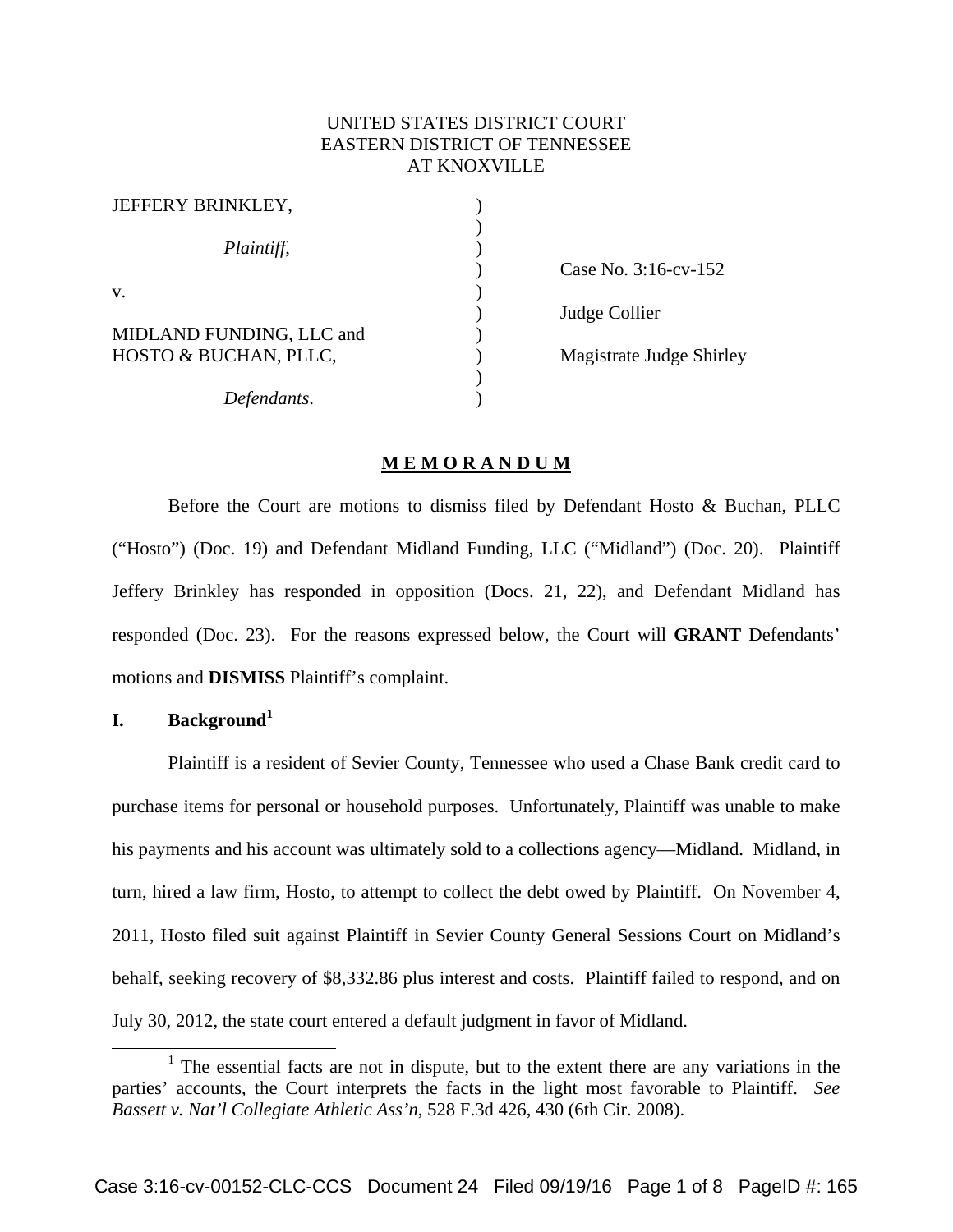UNITED STATES DISTRICT COURT
EASTERN DISTRICT OF TENNESSEE
AT KNOXVILLE

| | | |
|---|---|---|
| JEFFERY BRINKLEY, | ) | |
| *Plaintiff*, | ) | Case No. 3:16-cv-152 |
| v. | ) | Judge Collier |
| MIDLAND FUNDING, LLC and HOSTO & BUCHAN, PLLC, | ) | Magistrate Judge Shirley |
| *Defendants*. | ) | |

# M E M O R A N D U M

Before the Court are motions to dismiss filed by Defendant Hosto & Buchan, PLLC ("Hosto") (Doc. 19) and Defendant Midland Funding, LLC ("Midland") (Doc. 20). Plaintiff Jeffery Brinkley has responded in opposition (Docs. 21, 22), and Defendant Midland has responded (Doc. 23). For the reasons expressed below, the Court will **GRANT** Defendants' motions and **DISMISS** Plaintiff's complaint.

## I. Background[1]

Plaintiff is a resident of Sevier County, Tennessee who used a Chase Bank credit card to purchase items for personal or household purposes. Unfortunately, Plaintiff was unable to make his payments and his account was ultimately sold to a collections agency—Midland. Midland, in turn, hired a law firm, Hosto, to attempt to collect the debt owed by Plaintiff. On November 4, 2011, Hosto filed suit against Plaintiff in Sevier County General Sessions Court on Midland's behalf, seeking recovery of $8,332.86 plus interest and costs. Plaintiff failed to respond, and on July 30, 2012, the state court entered a default judgment in favor of Midland.

[1] The essential facts are not in dispute, but to the extent there are any variations in the parties' accounts, the Court interprets the facts in the light most favorable to Plaintiff. *See Bassett v. Nat'l Collegiate Athletic Ass'n*, 528 F.3d 426, 430 (6th Cir. 2008).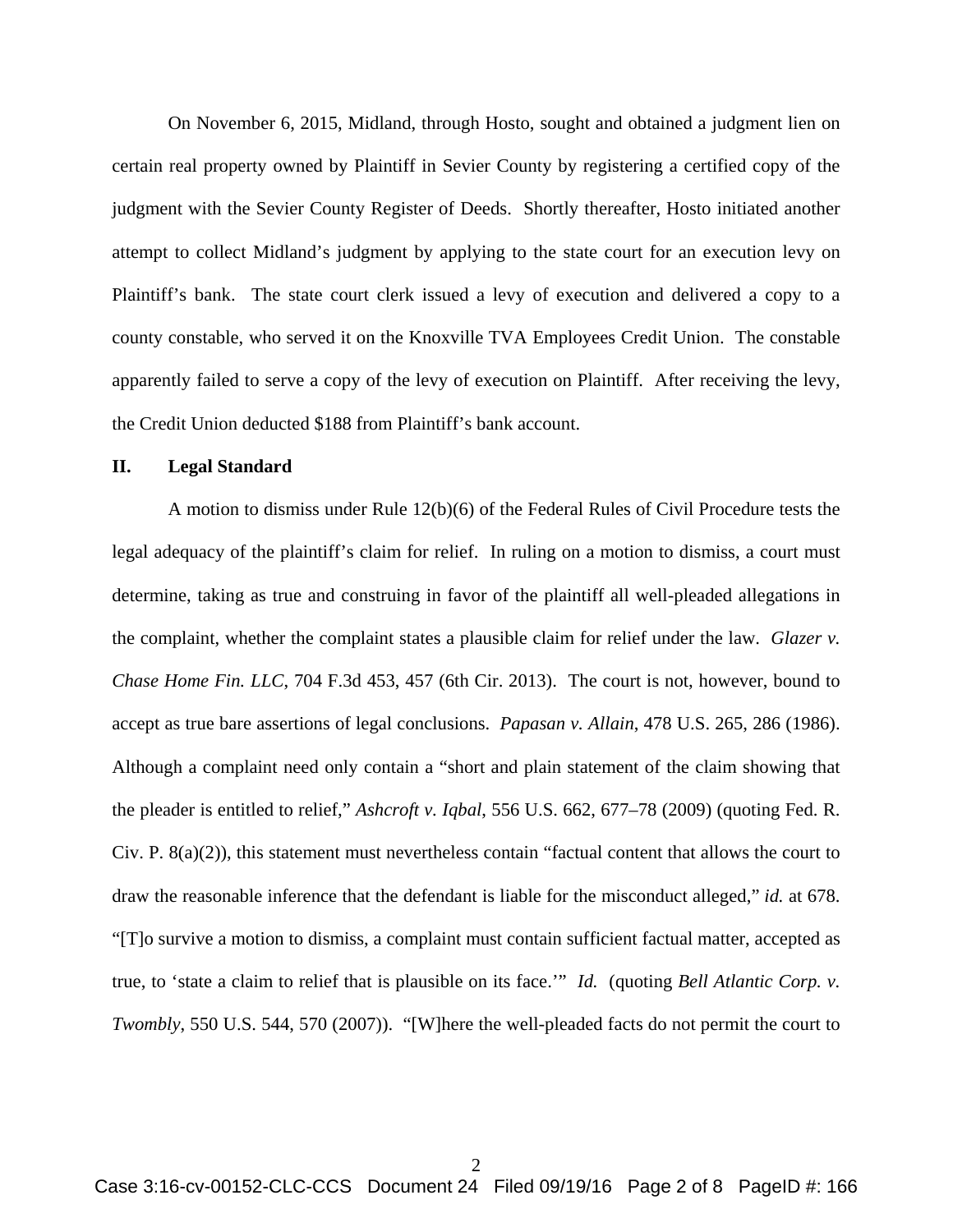On November 6, 2015, Midland, through Hosto, sought and obtained a judgment lien on certain real property owned by Plaintiff in Sevier County by registering a certified copy of the judgment with the Sevier County Register of Deeds. Shortly thereafter, Hosto initiated another attempt to collect Midland's judgment by applying to the state court for an execution levy on Plaintiff's bank. The state court clerk issued a levy of execution and delivered a copy to a county constable, who served it on the Knoxville TVA Employees Credit Union. The constable apparently failed to serve a copy of the levy of execution on Plaintiff. After receiving the levy, the Credit Union deducted $188 from Plaintiff's bank account.

## II. Legal Standard

A motion to dismiss under Rule 12(b)(6) of the Federal Rules of Civil Procedure tests the legal adequacy of the plaintiff's claim for relief. In ruling on a motion to dismiss, a court must determine, taking as true and construing in favor of the plaintiff all well-pleaded allegations in the complaint, whether the complaint states a plausible claim for relief under the law. *Glazer v. Chase Home Fin. LLC*, 704 F.3d 453, 457 (6th Cir. 2013). The court is not, however, bound to accept as true bare assertions of legal conclusions. *Papasan v. Allain*, 478 U.S. 265, 286 (1986). Although a complaint need only contain a "short and plain statement of the claim showing that the pleader is entitled to relief," *Ashcroft v. Iqbal*, 556 U.S. 662, 677–78 (2009) (quoting Fed. R. Civ. P. 8(a)(2)), this statement must nevertheless contain "factual content that allows the court to draw the reasonable inference that the defendant is liable for the misconduct alleged," *id.* at 678. "[T]o survive a motion to dismiss, a complaint must contain sufficient factual matter, accepted as true, to 'state a claim to relief that is plausible on its face.'" *Id.* (quoting *Bell Atlantic Corp. v. Twombly*, 550 U.S. 544, 570 (2007)). "[W]here the well-pleaded facts do not permit the court to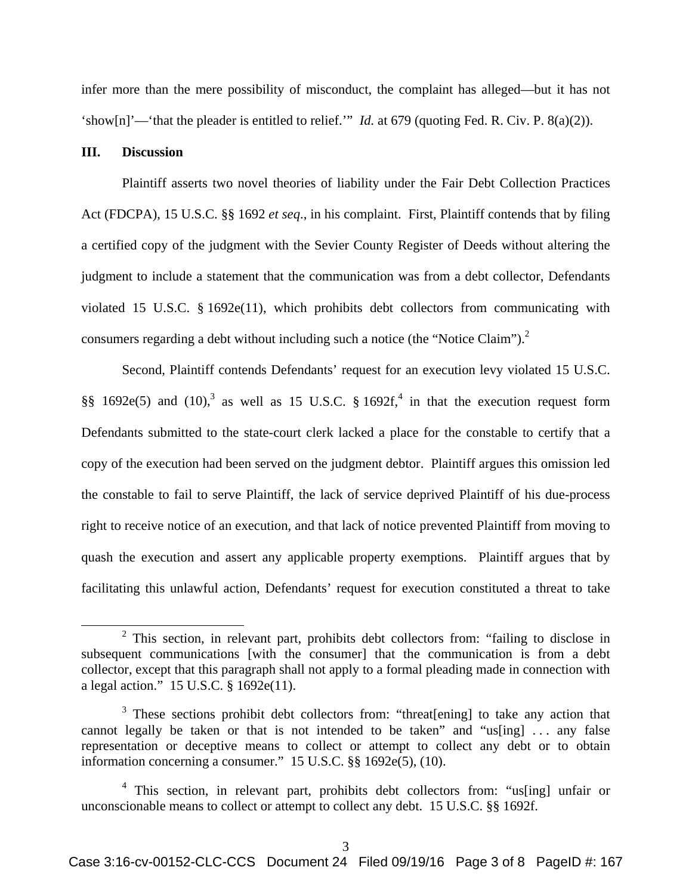infer more than the mere possibility of misconduct, the complaint has alleged—but it has not 'show[n]'—'that the pleader is entitled to relief.'" *Id.* at 679 (quoting Fed. R. Civ. P. 8(a)(2)).

## III. Discussion

Plaintiff asserts two novel theories of liability under the Fair Debt Collection Practices Act (FDCPA), 15 U.S.C. §§ 1692 *et seq.*, in his complaint. First, Plaintiff contends that by filing a certified copy of the judgment with the Sevier County Register of Deeds without altering the judgment to include a statement that the communication was from a debt collector, Defendants violated 15 U.S.C. § 1692e(11), which prohibits debt collectors from communicating with consumers regarding a debt without including such a notice (the "Notice Claim").[2]

Second, Plaintiff contends Defendants' request for an execution levy violated 15 U.S.C. §§ 1692e(5) and (10),[3] as well as 15 U.S.C. § 1692f,[4] in that the execution request form Defendants submitted to the state-court clerk lacked a place for the constable to certify that a copy of the execution had been served on the judgment debtor. Plaintiff argues this omission led the constable to fail to serve Plaintiff, the lack of service deprived Plaintiff of his due-process right to receive notice of an execution, and that lack of notice prevented Plaintiff from moving to quash the execution and assert any applicable property exemptions. Plaintiff argues that by facilitating this unlawful action, Defendants' request for execution constituted a threat to take

---

[2] This section, in relevant part, prohibits debt collectors from: "failing to disclose in subsequent communications [with the consumer] that the communication is from a debt collector, except that this paragraph shall not apply to a formal pleading made in connection with a legal action." 15 U.S.C. § 1692e(11).

[3] These sections prohibit debt collectors from: "threat[ening] to take any action that cannot legally be taken or that is not intended to be taken" and "us[ing] . . . any false representation or deceptive means to collect or attempt to collect any debt or to obtain information concerning a consumer." 15 U.S.C. §§ 1692e(5), (10).

[4] This section, in relevant part, prohibits debt collectors from: "us[ing] unfair or unconscionable means to collect or attempt to collect any debt. 15 U.S.C. §§ 1692f.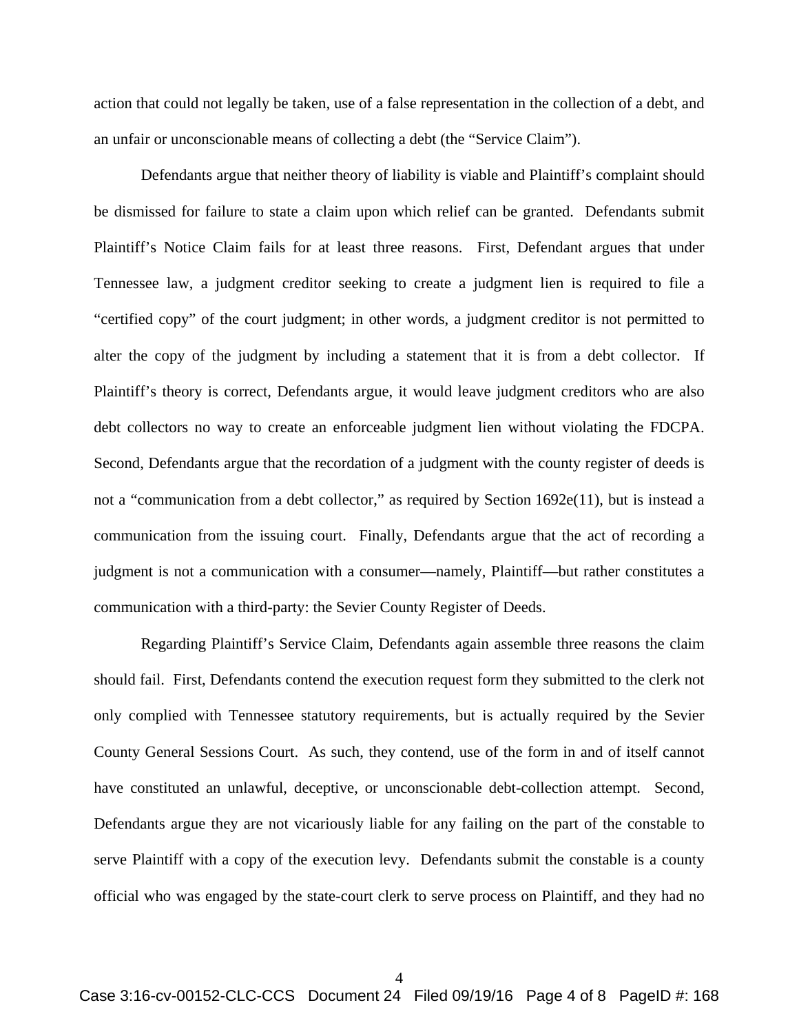action that could not legally be taken, use of a false representation in the collection of a debt, and an unfair or unconscionable means of collecting a debt (the "Service Claim").

Defendants argue that neither theory of liability is viable and Plaintiff's complaint should be dismissed for failure to state a claim upon which relief can be granted. Defendants submit Plaintiff's Notice Claim fails for at least three reasons. First, Defendant argues that under Tennessee law, a judgment creditor seeking to create a judgment lien is required to file a "certified copy" of the court judgment; in other words, a judgment creditor is not permitted to alter the copy of the judgment by including a statement that it is from a debt collector. If Plaintiff's theory is correct, Defendants argue, it would leave judgment creditors who are also debt collectors no way to create an enforceable judgment lien without violating the FDCPA. Second, Defendants argue that the recordation of a judgment with the county register of deeds is not a "communication from a debt collector," as required by Section 1692e(11), but is instead a communication from the issuing court. Finally, Defendants argue that the act of recording a judgment is not a communication with a consumer—namely, Plaintiff—but rather constitutes a communication with a third-party: the Sevier County Register of Deeds.

Regarding Plaintiff's Service Claim, Defendants again assemble three reasons the claim should fail. First, Defendants contend the execution request form they submitted to the clerk not only complied with Tennessee statutory requirements, but is actually required by the Sevier County General Sessions Court. As such, they contend, use of the form in and of itself cannot have constituted an unlawful, deceptive, or unconscionable debt-collection attempt. Second, Defendants argue they are not vicariously liable for any failing on the part of the constable to serve Plaintiff with a copy of the execution levy. Defendants submit the constable is a county official who was engaged by the state-court clerk to serve process on Plaintiff, and they had no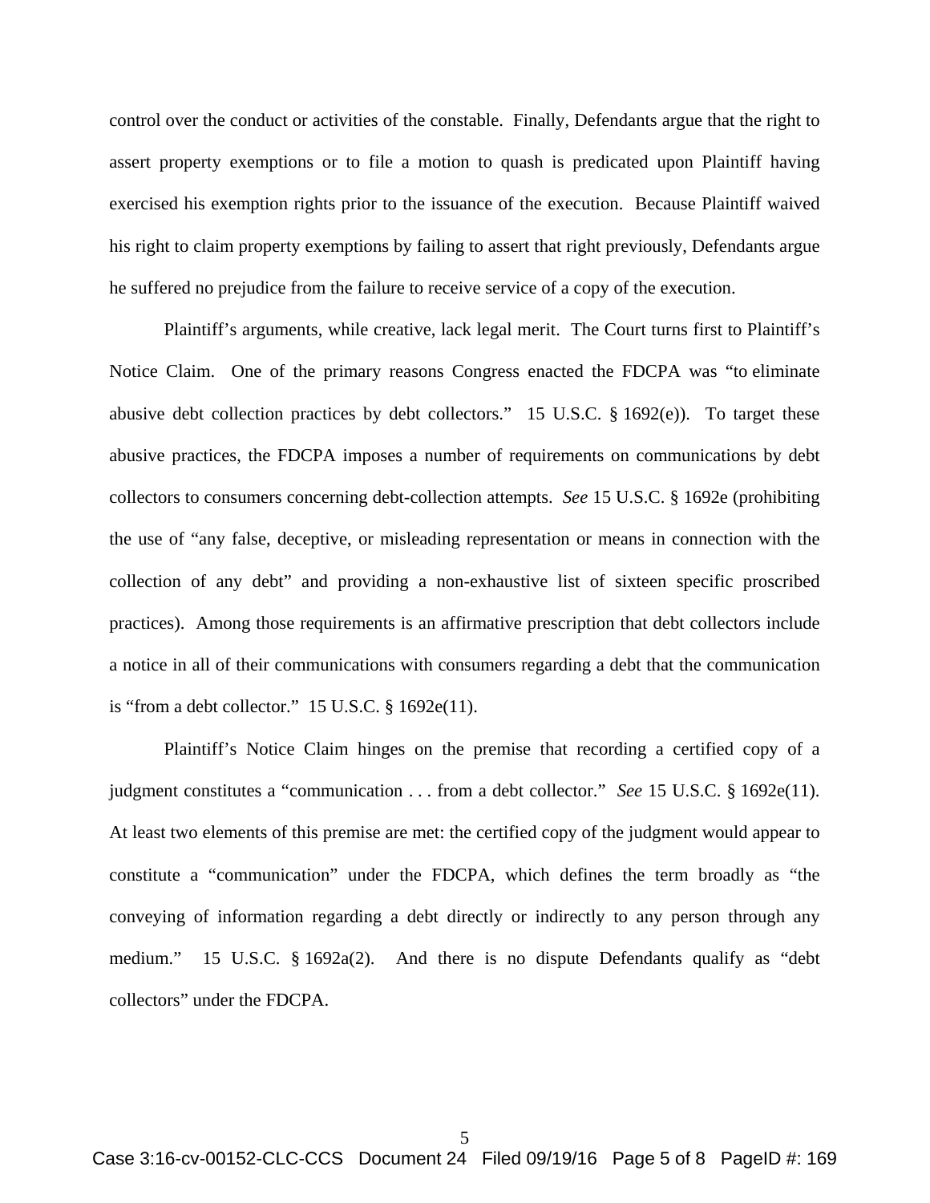control over the conduct or activities of the constable. Finally, Defendants argue that the right to assert property exemptions or to file a motion to quash is predicated upon Plaintiff having exercised his exemption rights prior to the issuance of the execution. Because Plaintiff waived his right to claim property exemptions by failing to assert that right previously, Defendants argue he suffered no prejudice from the failure to receive service of a copy of the execution.

Plaintiff's arguments, while creative, lack legal merit. The Court turns first to Plaintiff's Notice Claim. One of the primary reasons Congress enacted the FDCPA was "to eliminate abusive debt collection practices by debt collectors." 15 U.S.C. § 1692(e)). To target these abusive practices, the FDCPA imposes a number of requirements on communications by debt collectors to consumers concerning debt-collection attempts. *See* 15 U.S.C. § 1692e (prohibiting the use of "any false, deceptive, or misleading representation or means in connection with the collection of any debt" and providing a non-exhaustive list of sixteen specific proscribed practices). Among those requirements is an affirmative prescription that debt collectors include a notice in all of their communications with consumers regarding a debt that the communication is "from a debt collector." 15 U.S.C. § 1692e(11).

Plaintiff's Notice Claim hinges on the premise that recording a certified copy of a judgment constitutes a "communication . . . from a debt collector." *See* 15 U.S.C. § 1692e(11). At least two elements of this premise are met: the certified copy of the judgment would appear to constitute a "communication" under the FDCPA, which defines the term broadly as "the conveying of information regarding a debt directly or indirectly to any person through any medium." 15 U.S.C. § 1692a(2). And there is no dispute Defendants qualify as "debt collectors" under the FDCPA.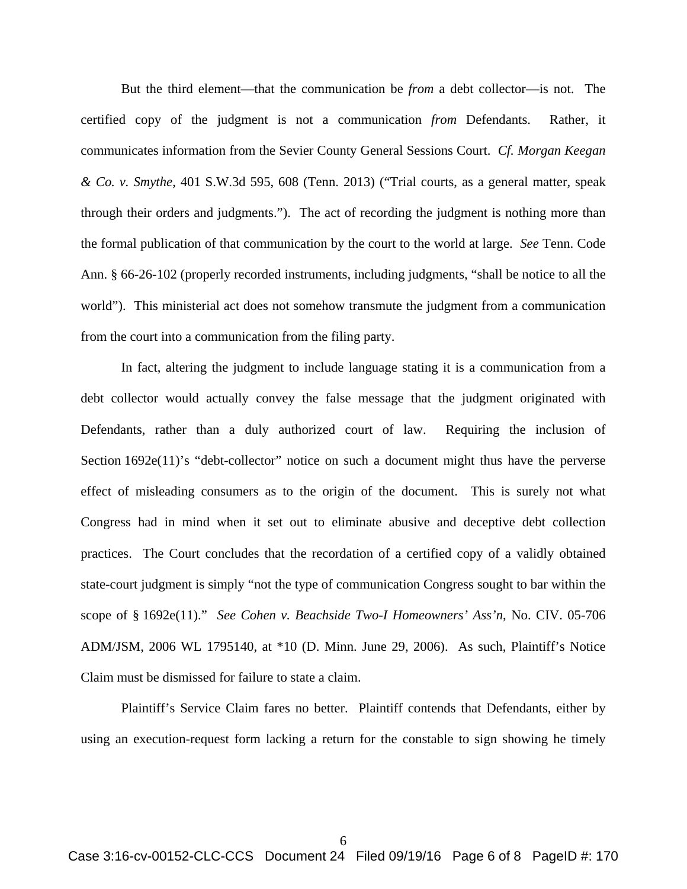But the third element—that the communication be *from* a debt collector—is not. The certified copy of the judgment is not a communication *from* Defendants. Rather, it communicates information from the Sevier County General Sessions Court. *Cf. Morgan Keegan & Co. v. Smythe*, 401 S.W.3d 595, 608 (Tenn. 2013) ("Trial courts, as a general matter, speak through their orders and judgments."). The act of recording the judgment is nothing more than the formal publication of that communication by the court to the world at large. *See* Tenn. Code Ann. § 66-26-102 (properly recorded instruments, including judgments, "shall be notice to all the world"). This ministerial act does not somehow transmute the judgment from a communication from the court into a communication from the filing party.

In fact, altering the judgment to include language stating it is a communication from a debt collector would actually convey the false message that the judgment originated with Defendants, rather than a duly authorized court of law. Requiring the inclusion of Section 1692e(11)'s "debt-collector" notice on such a document might thus have the perverse effect of misleading consumers as to the origin of the document. This is surely not what Congress had in mind when it set out to eliminate abusive and deceptive debt collection practices. The Court concludes that the recordation of a certified copy of a validly obtained state-court judgment is simply "not the type of communication Congress sought to bar within the scope of § 1692e(11)." *See Cohen v. Beachside Two-I Homeowners' Ass'n*, No. CIV. 05-706 ADM/JSM, 2006 WL 1795140, at *10 (D. Minn. June 29, 2006). As such, Plaintiff's Notice Claim must be dismissed for failure to state a claim.

Plaintiff's Service Claim fares no better. Plaintiff contends that Defendants, either by using an execution-request form lacking a return for the constable to sign showing he timely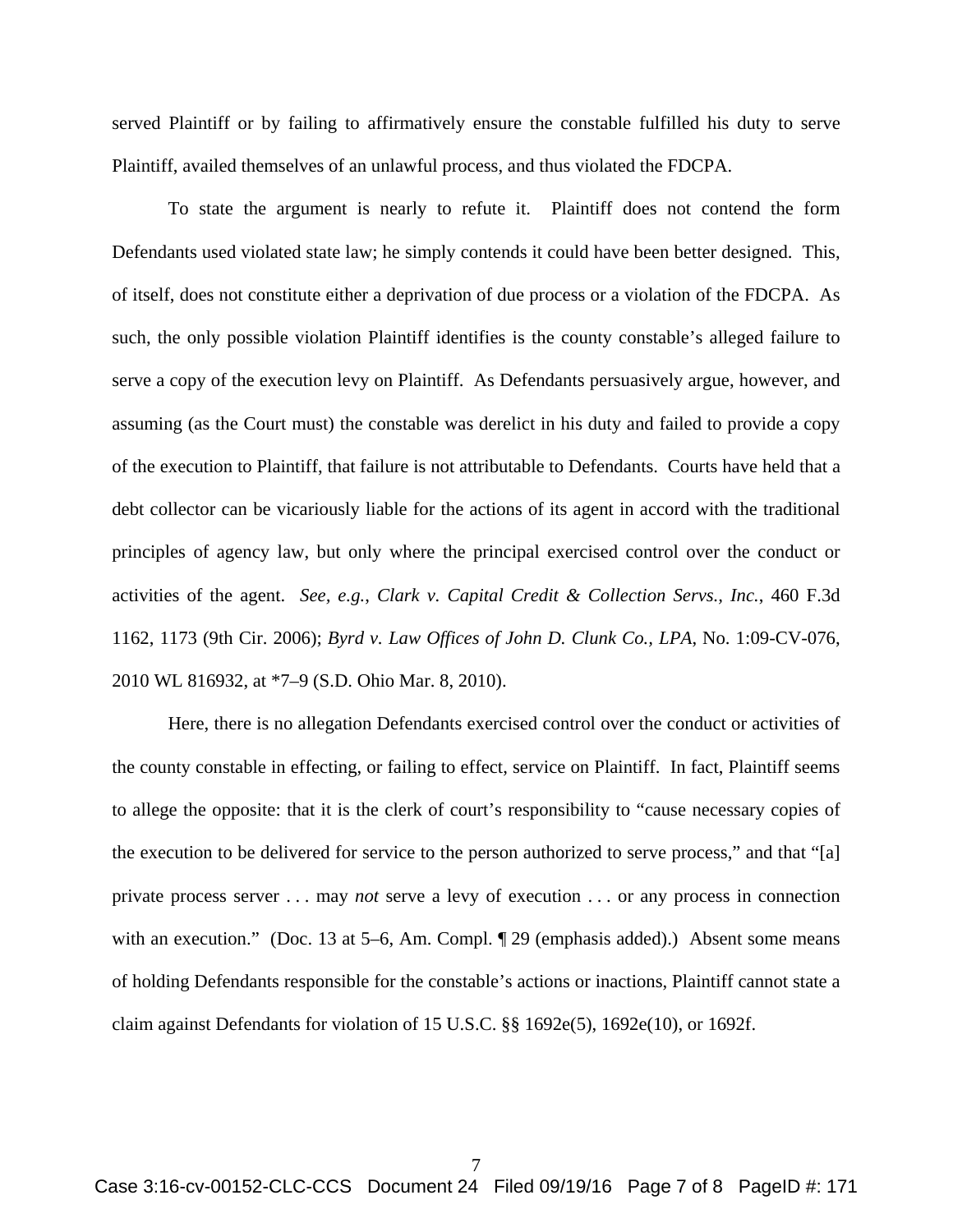served Plaintiff or by failing to affirmatively ensure the constable fulfilled his duty to serve Plaintiff, availed themselves of an unlawful process, and thus violated the FDCPA.

To state the argument is nearly to refute it. Plaintiff does not contend the form Defendants used violated state law; he simply contends it could have been better designed. This, of itself, does not constitute either a deprivation of due process or a violation of the FDCPA. As such, the only possible violation Plaintiff identifies is the county constable's alleged failure to serve a copy of the execution levy on Plaintiff. As Defendants persuasively argue, however, and assuming (as the Court must) the constable was derelict in his duty and failed to provide a copy of the execution to Plaintiff, that failure is not attributable to Defendants. Courts have held that a debt collector can be vicariously liable for the actions of its agent in accord with the traditional principles of agency law, but only where the principal exercised control over the conduct or activities of the agent. *See, e.g.*, *Clark v. Capital Credit & Collection Servs., Inc.*, 460 F.3d 1162, 1173 (9th Cir. 2006); *Byrd v. Law Offices of John D. Clunk Co., LPA*, No. 1:09-CV-076, 2010 WL 816932, at *7–9 (S.D. Ohio Mar. 8, 2010).

Here, there is no allegation Defendants exercised control over the conduct or activities of the county constable in effecting, or failing to effect, service on Plaintiff. In fact, Plaintiff seems to allege the opposite: that it is the clerk of court's responsibility to "cause necessary copies of the execution to be delivered for service to the person authorized to serve process," and that "[a] private process server . . . may *not* serve a levy of execution . . . or any process in connection with an execution." (Doc. 13 at 5–6, Am. Compl. ¶ 29 (emphasis added).) Absent some means of holding Defendants responsible for the constable's actions or inactions, Plaintiff cannot state a claim against Defendants for violation of 15 U.S.C. §§ 1692e(5), 1692e(10), or 1692f.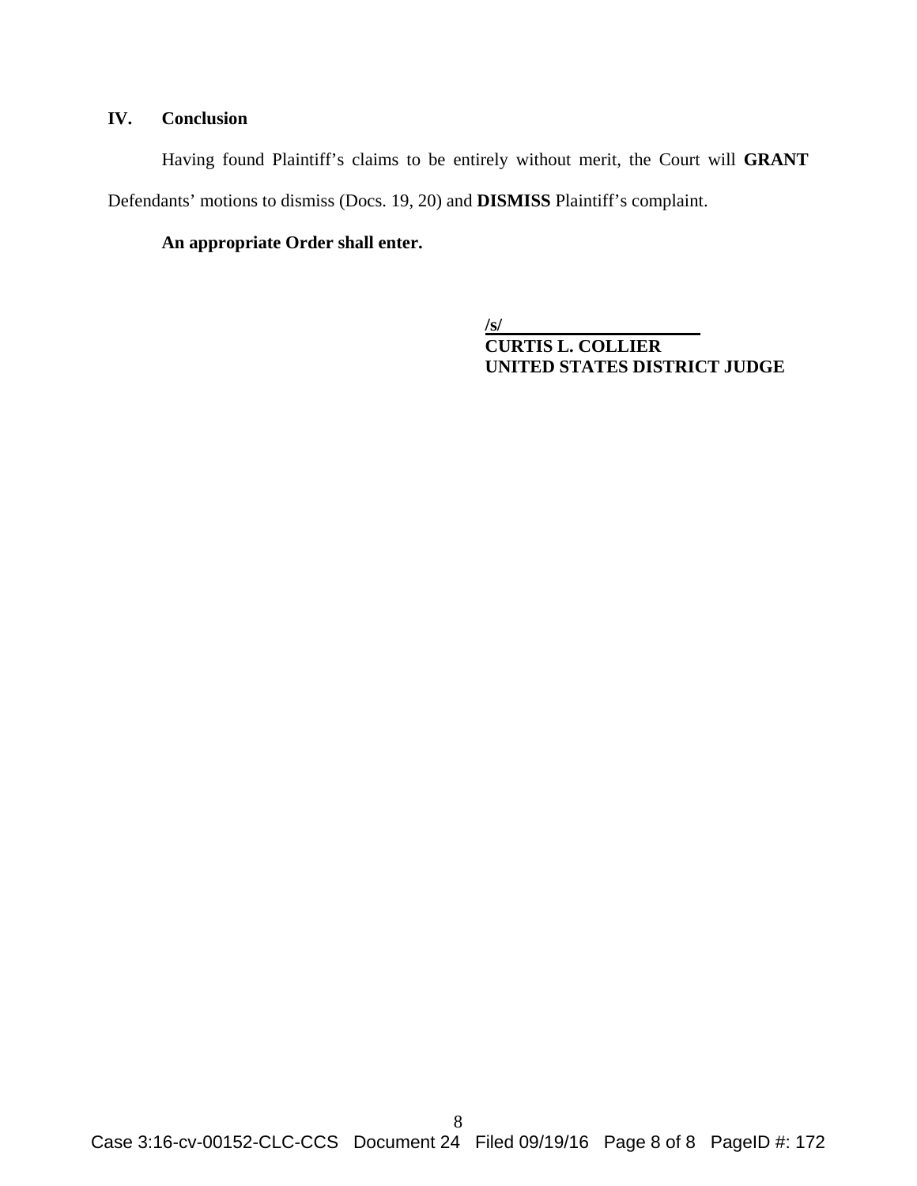## IV. Conclusion

Having found Plaintiff's claims to be entirely without merit, the Court will **GRANT** Defendants' motions to dismiss (Docs. 19, 20) and **DISMISS** Plaintiff's complaint.

**An appropriate Order shall enter.**

**/s/**
**CURTIS L. COLLIER**
**UNITED STATES DISTRICT JUDGE**